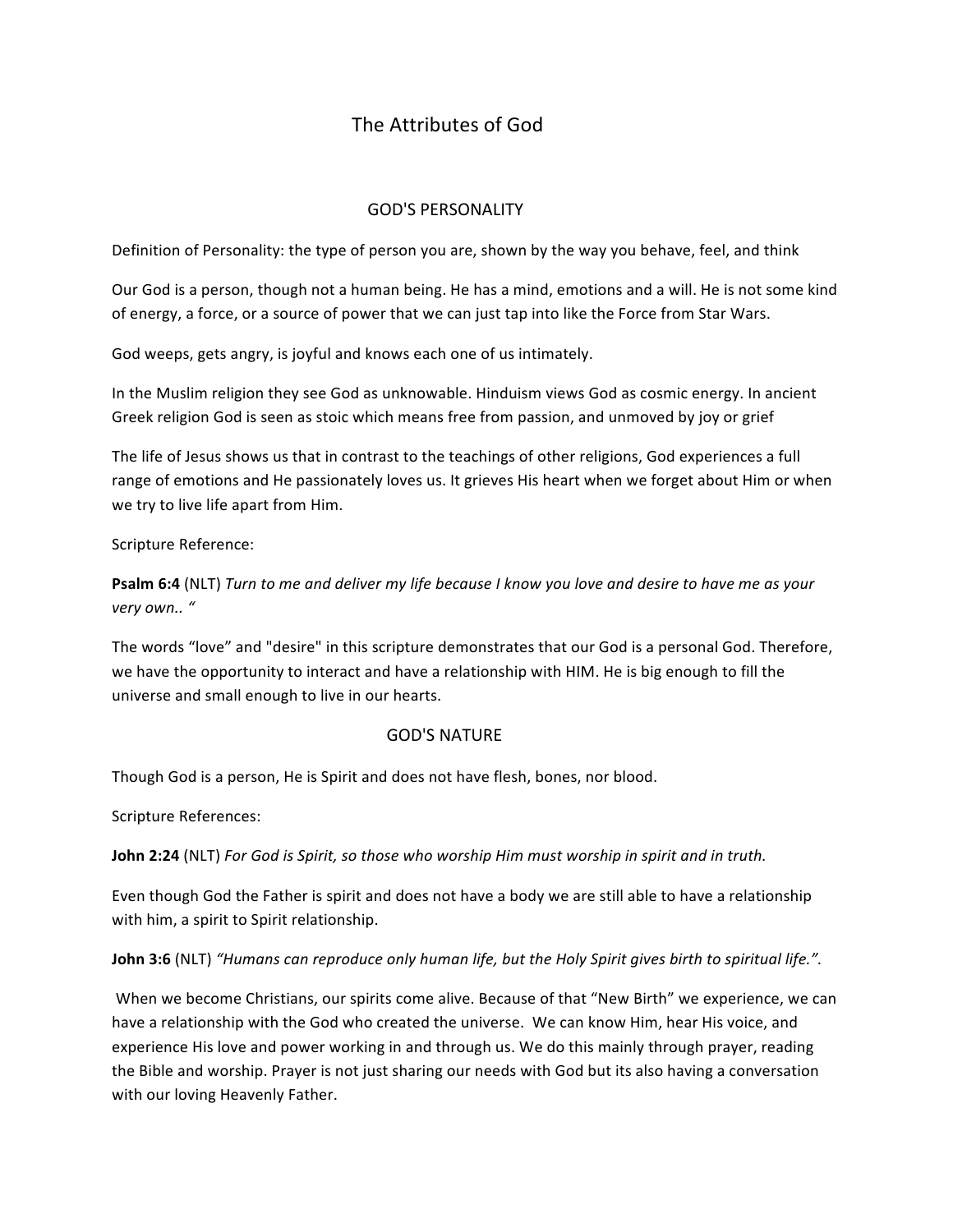# The Attributes of God

## GOD'S PERSONALITY

Definition of Personality: the type of person you are, shown by the way you behave, feel, and think

Our God is a person, though not a human being. He has a mind, emotions and a will. He is not some kind of energy, a force, or a source of power that we can just tap into like the Force from Star Wars.

God weeps, gets angry, is joyful and knows each one of us intimately.

In the Muslim religion they see God as unknowable. Hinduism views God as cosmic energy. In ancient Greek religion God is seen as stoic which means free from passion, and unmoved by joy or grief

The life of Jesus shows us that in contrast to the teachings of other religions, God experiences a full range of emotions and He passionately loves us. It grieves His heart when we forget about Him or when we try to live life apart from Him.

Scripture Reference:

**Psalm 6:4** (NLT) *Turn to me and deliver my life because I know you love and desire to have me as your very own.. "*

The words "love" and "desire" in this scripture demonstrates that our God is a personal God. Therefore, we have the opportunity to interact and have a relationship with HIM. He is big enough to fill the universe and small enough to live in our hearts.

## GOD'S NATURE

Though God is a person, He is Spirit and does not have flesh, bones, nor blood.

Scripture References:

**John 2:24** (NLT) *For God is Spirit, so those who worship Him must worship in spirit and in truth.*

Even though God the Father is spirit and does not have a body we are still able to have a relationship with him, a spirit to Spirit relationship.

**John 3:6** (NLT) *"Humans can reproduce only human life, but the Holy Spirit gives birth to spiritual life.".*

When we become Christians, our spirits come alive. Because of that "New Birth" we experience, we can have a relationship with the God who created the universe. We can know Him, hear His voice, and experience His love and power working in and through us. We do this mainly through prayer, reading the Bible and worship. Prayer is not just sharing our needs with God but its also having a conversation with our loving Heavenly Father.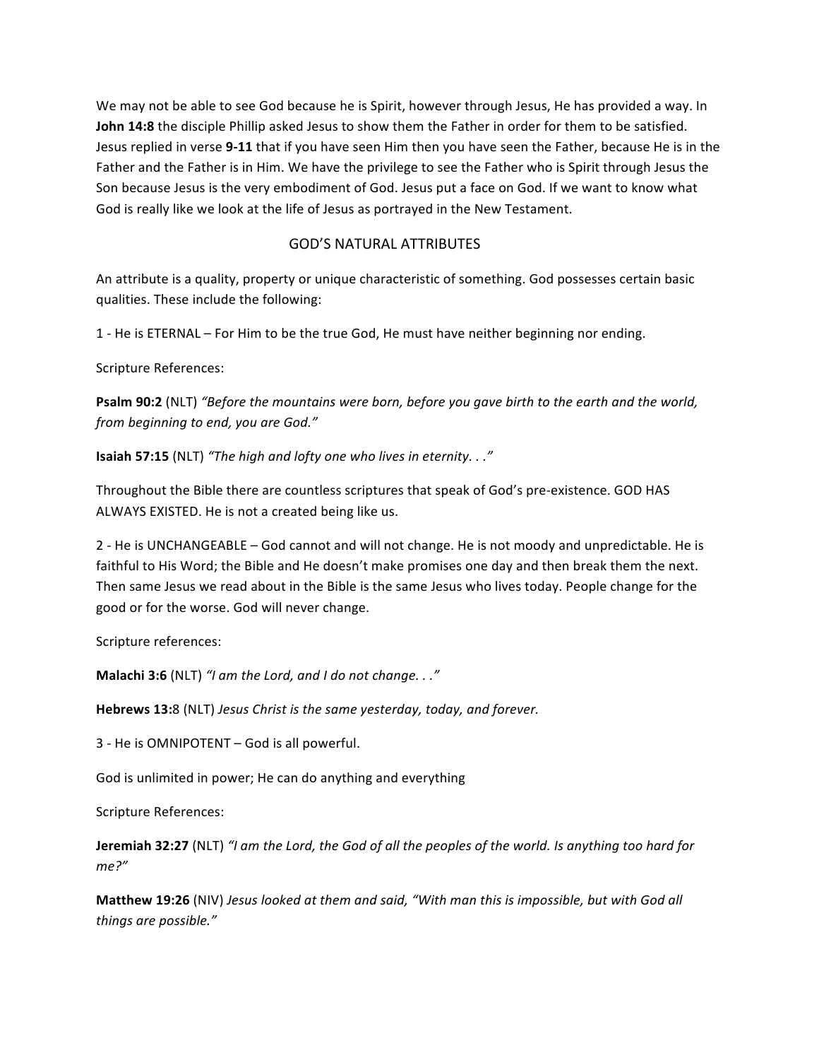We may not be able to see God because he is Spirit, however through Jesus, He has provided a way. In **John 14:8** the disciple Phillip asked Jesus to show them the Father in order for them to be satisfied. Jesus replied in verse **9-11** that if you have seen Him then you have seen the Father, because He is in the Father and the Father is in Him. We have the privilege to see the Father who is Spirit through Jesus the Son because Jesus is the very embodiment of God. Jesus put a face on God. If we want to know what God is really like we look at the life of Jesus as portrayed in the New Testament.

## GOD'S NATURAL ATTRIBUTES

An attribute is a quality, property or unique characteristic of something. God possesses certain basic qualities. These include the following:

1 - He is ETERNAL – For Him to be the true God, He must have neither beginning nor ending.

Scripture References:

**Psalm 90:2** (NLT) *"Before the mountains were born, before you gave birth to the earth and the world, from beginning to end, you are God."*

**Isaiah 57:15** (NLT) *"The high and lofty one who lives in eternity. . ."*

Throughout the Bible there are countless scriptures that speak of God's pre-existence. GOD HAS ALWAYS EXISTED. He is not a created being like us.

2 - He is UNCHANGEABLE – God cannot and will not change. He is not moody and unpredictable. He is faithful to His Word; the Bible and He doesn't make promises one day and then break them the next. Then same Jesus we read about in the Bible is the same Jesus who lives today. People change for the good or for the worse. God will never change.

Scripture references:

**Malachi 3:6** (NLT) *"I am the Lord, and I do not change. . ."*

**Hebrews 13:**8 (NLT) *Jesus Christ is the same yesterday, today, and forever.*

3 - He is OMNIPOTENT – God is all powerful.

God is unlimited in power; He can do anything and everything

Scripture References:

**Jeremiah 32:27** (NLT) *"I am the Lord, the God of all the peoples of the world. Is anything too hard for me?"*

**Matthew 19:26** (NIV) *Jesus looked at them and said, "With man this is impossible, but with God all things are possible."*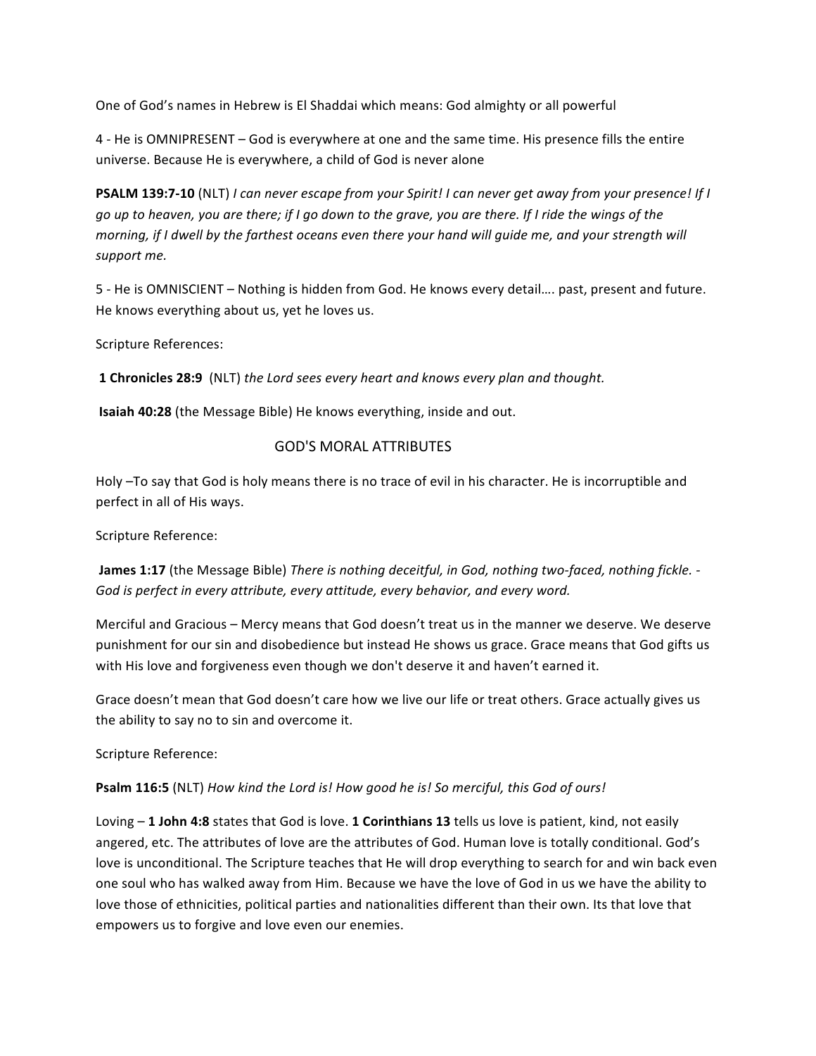One of God's names in Hebrew is El Shaddai which means: God almighty or all powerful

4 - He is OMNIPRESENT – God is everywhere at one and the same time. His presence fills the entire universe. Because He is everywhere, a child of God is never alone

**PSALM 139:7-10** (NLT) *I can never escape from your Spirit! I can never get away from your presence! If I go up to heaven, you are there; if I go down to the grave, you are there. If I ride the wings of the morning, if I dwell by the farthest oceans even there your hand will guide me, and your strength will support me.*

5 - He is OMNISCIENT – Nothing is hidden from God. He knows every detail…. past, present and future. He knows everything about us, yet he loves us.

Scripture References:

**1 Chronicles 28:9** (NLT) *the Lord sees every heart and knows every plan and thought.*

**Isaiah 40:28** (the Message Bible) He knows everything, inside and out.

## GOD'S MORAL ATTRIBUTES

Holy –To say that God is holy means there is no trace of evil in his character. He is incorruptible and perfect in all of His ways.

Scripture Reference:

**James 1:17** (the Message Bible) *There is nothing deceitful, in God, nothing two-faced, nothing fickle. - God is perfect in every attribute, every attitude, every behavior, and every word.*

Merciful and Gracious – Mercy means that God doesn't treat us in the manner we deserve. We deserve punishment for our sin and disobedience but instead He shows us grace. Grace means that God gifts us with His love and forgiveness even though we don't deserve it and haven't earned it.

Grace doesn't mean that God doesn't care how we live our life or treat others. Grace actually gives us the ability to say no to sin and overcome it.

Scripture Reference:

**Psalm 116:5** (NLT) *How kind the Lord is! How good he is! So merciful, this God of ours!*

Loving – **1 John 4:8** states that God is love. **1 Corinthians 13** tells us love is patient, kind, not easily angered, etc. The attributes of love are the attributes of God. Human love is totally conditional. God's love is unconditional. The Scripture teaches that He will drop everything to search for and win back even one soul who has walked away from Him. Because we have the love of God in us we have the ability to love those of ethnicities, political parties and nationalities different than their own. Its that love that empowers us to forgive and love even our enemies.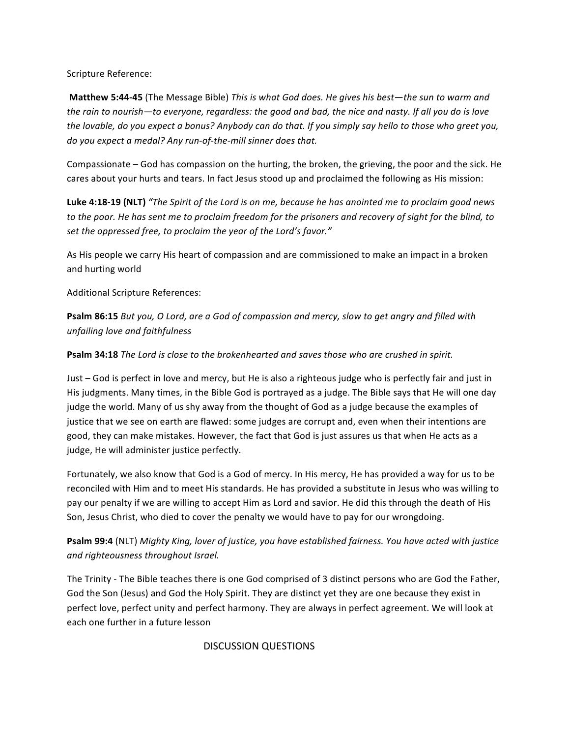Scripture Reference:

**Matthew 5:44-45** (The Message Bible) *This is what God does. He gives his best—the sun to warm and the rain to nourish—to everyone, regardless: the good and bad, the nice and nasty. If all you do is love the lovable, do you expect a bonus? Anybody can do that. If you simply say hello to those who greet you, do you expect a medal? Any run-of-the-mill sinner does that.*

Compassionate – God has compassion on the hurting, the broken, the grieving, the poor and the sick. He cares about your hurts and tears. In fact Jesus stood up and proclaimed the following as His mission:

**Luke 4:18-19 (NLT)** *"The Spirit of the Lord is on me, because he has anointed me to proclaim good news to the poor. He has sent me to proclaim freedom for the prisoners and recovery of sight for the blind, to set the oppressed free, to proclaim the year of the Lord's favor."*

As His people we carry His heart of compassion and are commissioned to make an impact in a broken and hurting world

Additional Scripture References:

**Psalm 86:15** *But you, O Lord, are a God of compassion and mercy, slow to get angry and filled with unfailing love and faithfulness*

**Psalm 34:18** *The Lord is close to the brokenhearted and saves those who are crushed in spirit.*

Just – God is perfect in love and mercy, but He is also a righteous judge who is perfectly fair and just in His judgments. Many times, in the Bible God is portrayed as a judge. The Bible says that He will one day judge the world. Many of us shy away from the thought of God as a judge because the examples of justice that we see on earth are flawed: some judges are corrupt and, even when their intentions are good, they can make mistakes. However, the fact that God is just assures us that when He acts as a judge, He will administer justice perfectly.

Fortunately, we also know that God is a God of mercy. In His mercy, He has provided a way for us to be reconciled with Him and to meet His standards. He has provided a substitute in Jesus who was willing to pay our penalty if we are willing to accept Him as Lord and savior. He did this through the death of His Son, Jesus Christ, who died to cover the penalty we would have to pay for our wrongdoing.

**Psalm 99:4** (NLT) *Mighty King, lover of justice, you have established fairness. You have acted with justice and righteousness throughout Israel.*

The Trinity - The Bible teaches there is one God comprised of 3 distinct persons who are God the Father, God the Son (Jesus) and God the Holy Spirit. They are distinct yet they are one because they exist in perfect love, perfect unity and perfect harmony. They are always in perfect agreement. We will look at each one further in a future lesson

## DISCUSSION QUESTIONS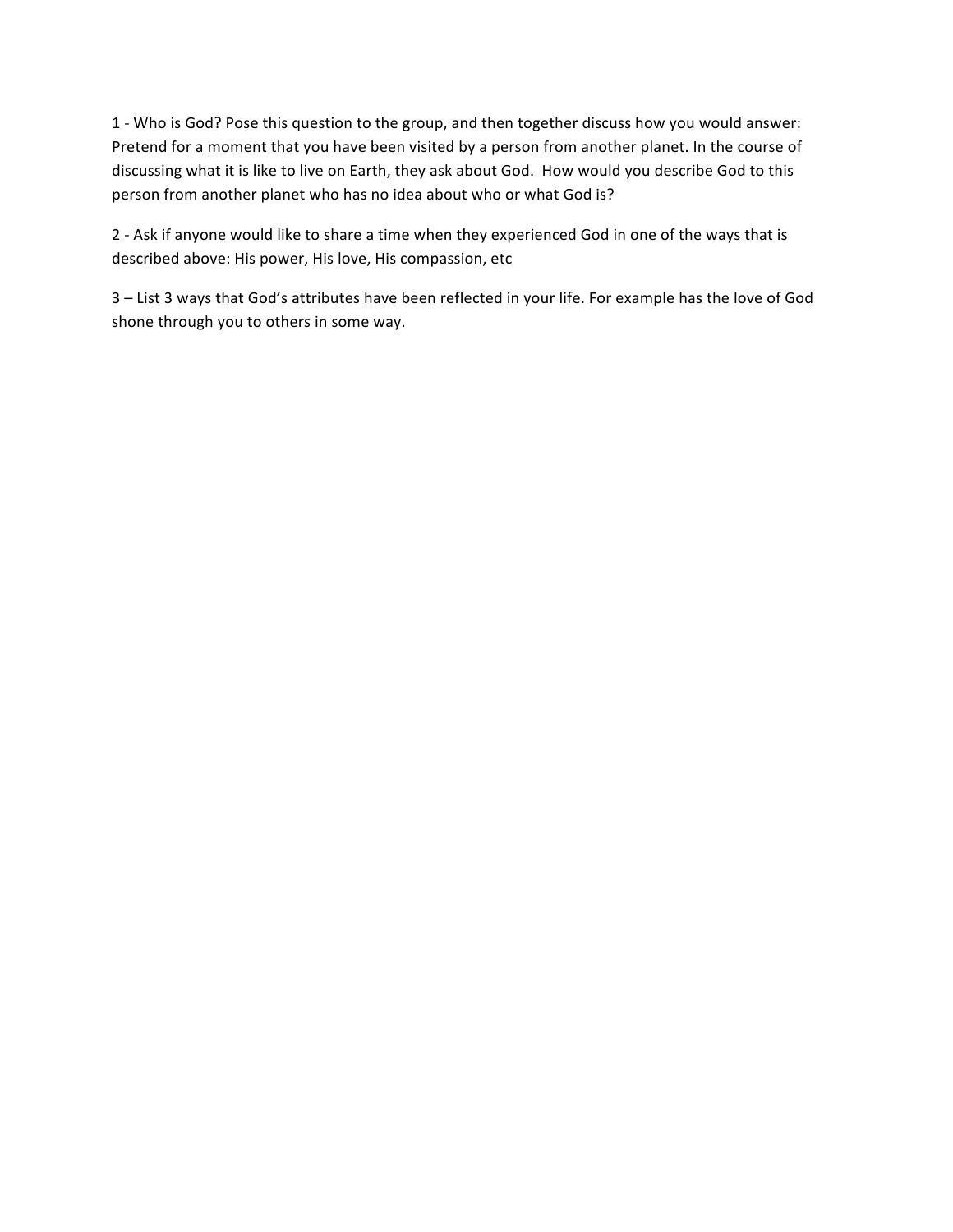1 - Who is God? Pose this question to the group, and then together discuss how you would answer: Pretend for a moment that you have been visited by a person from another planet. In the course of discussing what it is like to live on Earth, they ask about God. How would you describe God to this person from another planet who has no idea about who or what God is?

2 - Ask if anyone would like to share a time when they experienced God in one of the ways that is described above: His power, His love, His compassion, etc

3 – List 3 ways that God's attributes have been reflected in your life. For example has the love of God shone through you to others in some way.